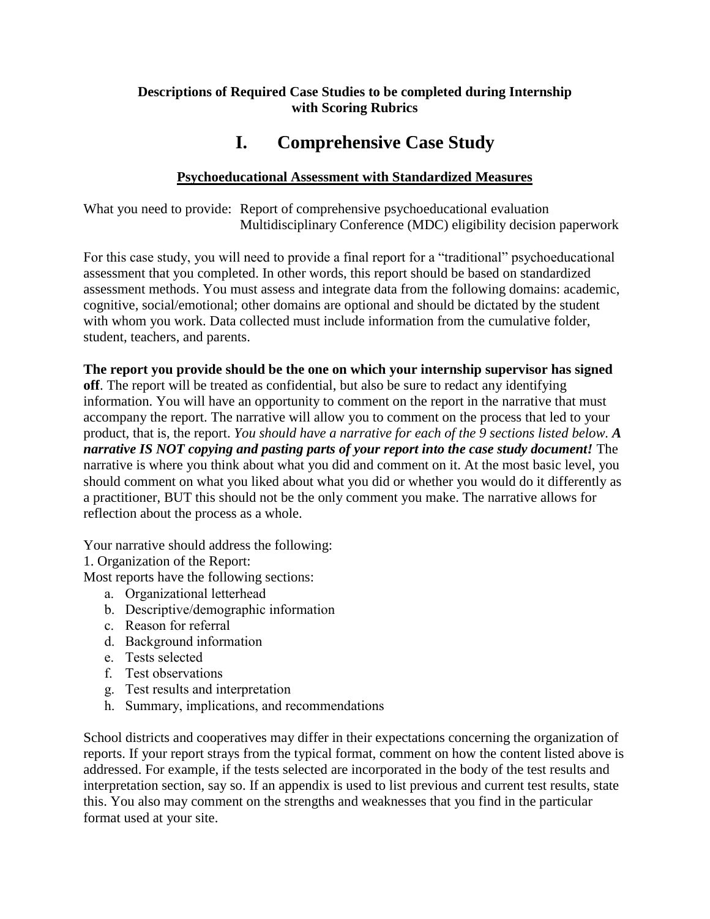**Descriptions of Required Case Studies to be completed during Internship with Scoring Rubrics**

# I. Comprehensive Case Study

## Psychoeducational Assessment with Standardized Measures

What you need to provide: Report of comprehensive psychoeducational evaluation
Multidisciplinary Conference (MDC) eligibility decision paperwork

For this case study, you will need to provide a final report for a "traditional" psychoeducational assessment that you completed. In other words, this report should be based on standardized assessment methods. You must assess and integrate data from the following domains: academic, cognitive, social/emotional; other domains are optional and should be dictated by the student with whom you work. Data collected must include information from the cumulative folder, student, teachers, and parents.

**The report you provide should be the one on which your internship supervisor has signed off**. The report will be treated as confidential, but also be sure to redact any identifying information. You will have an opportunity to comment on the report in the narrative that must accompany the report. The narrative will allow you to comment on the process that led to your product, that is, the report. *You should have a narrative for each of the 9 sections listed below. **A narrative IS NOT copying and pasting parts of your report into the case study document!*** The narrative is where you think about what you did and comment on it. At the most basic level, you should comment on what you liked about what you did or whether you would do it differently as a practitioner, BUT this should not be the only comment you make. The narrative allows for reflection about the process as a whole.

Your narrative should address the following:

1. Organization of the Report:

Most reports have the following sections:

a. Organizational letterhead
b. Descriptive/demographic information
c. Reason for referral
d. Background information
e. Tests selected
f. Test observations
g. Test results and interpretation
h. Summary, implications, and recommendations

School districts and cooperatives may differ in their expectations concerning the organization of reports. If your report strays from the typical format, comment on how the content listed above is addressed. For example, if the tests selected are incorporated in the body of the test results and interpretation section, say so. If an appendix is used to list previous and current test results, state this. You also may comment on the strengths and weaknesses that you find in the particular format used at your site.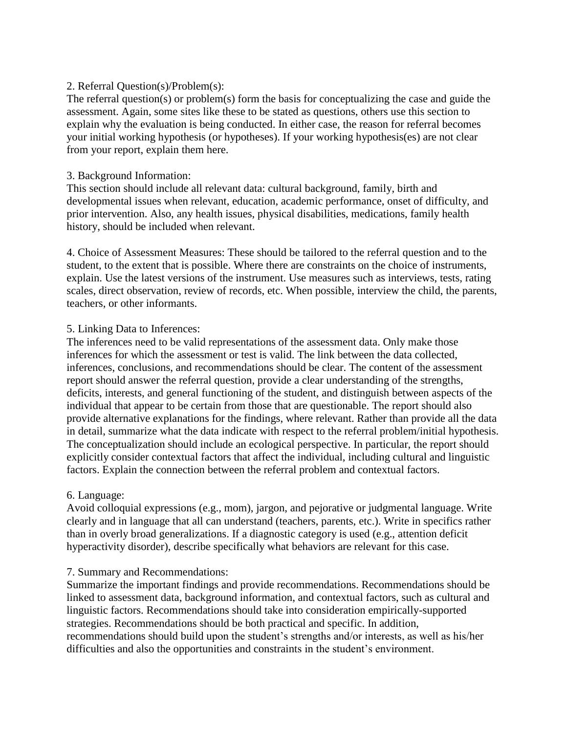2. Referral Question(s)/Problem(s):
The referral question(s) or problem(s) form the basis for conceptualizing the case and guide the assessment. Again, some sites like these to be stated as questions, others use this section to explain why the evaluation is being conducted. In either case, the reason for referral becomes your initial working hypothesis (or hypotheses). If your working hypothesis(es) are not clear from your report, explain them here.

3. Background Information:
This section should include all relevant data: cultural background, family, birth and developmental issues when relevant, education, academic performance, onset of difficulty, and prior intervention. Also, any health issues, physical disabilities, medications, family health history, should be included when relevant.

4. Choice of Assessment Measures: These should be tailored to the referral question and to the student, to the extent that is possible. Where there are constraints on the choice of instruments, explain. Use the latest versions of the instrument. Use measures such as interviews, tests, rating scales, direct observation, review of records, etc. When possible, interview the child, the parents, teachers, or other informants.

5. Linking Data to Inferences:
The inferences need to be valid representations of the assessment data. Only make those inferences for which the assessment or test is valid. The link between the data collected, inferences, conclusions, and recommendations should be clear. The content of the assessment report should answer the referral question, provide a clear understanding of the strengths, deficits, interests, and general functioning of the student, and distinguish between aspects of the individual that appear to be certain from those that are questionable. The report should also provide alternative explanations for the findings, where relevant. Rather than provide all the data in detail, summarize what the data indicate with respect to the referral problem/initial hypothesis. The conceptualization should include an ecological perspective. In particular, the report should explicitly consider contextual factors that affect the individual, including cultural and linguistic factors. Explain the connection between the referral problem and contextual factors.

6. Language:
Avoid colloquial expressions (e.g., mom), jargon, and pejorative or judgmental language. Write clearly and in language that all can understand (teachers, parents, etc.). Write in specifics rather than in overly broad generalizations. If a diagnostic category is used (e.g., attention deficit hyperactivity disorder), describe specifically what behaviors are relevant for this case.

7. Summary and Recommendations:
Summarize the important findings and provide recommendations. Recommendations should be linked to assessment data, background information, and contextual factors, such as cultural and linguistic factors. Recommendations should take into consideration empirically-supported strategies. Recommendations should be both practical and specific. In addition, recommendations should build upon the student's strengths and/or interests, as well as his/her difficulties and also the opportunities and constraints in the student's environment.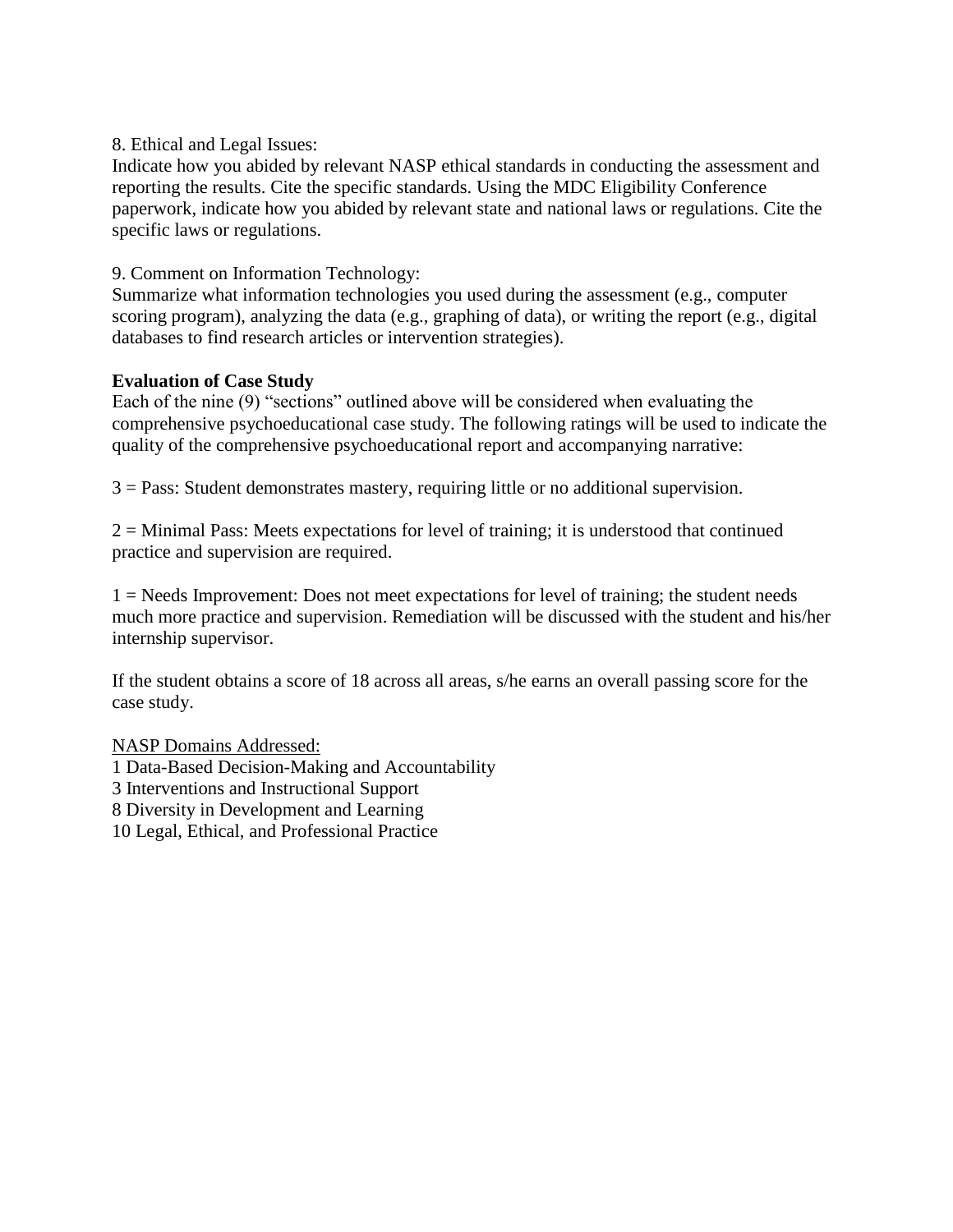8. Ethical and Legal Issues:
Indicate how you abided by relevant NASP ethical standards in conducting the assessment and reporting the results. Cite the specific standards. Using the MDC Eligibility Conference paperwork, indicate how you abided by relevant state and national laws or regulations. Cite the specific laws or regulations.

9. Comment on Information Technology:
Summarize what information technologies you used during the assessment (e.g., computer scoring program), analyzing the data (e.g., graphing of data), or writing the report (e.g., digital databases to find research articles or intervention strategies).

**Evaluation of Case Study**
Each of the nine (9) "sections" outlined above will be considered when evaluating the comprehensive psychoeducational case study. The following ratings will be used to indicate the quality of the comprehensive psychoeducational report and accompanying narrative:

3 = Pass: Student demonstrates mastery, requiring little or no additional supervision.

2 = Minimal Pass: Meets expectations for level of training; it is understood that continued practice and supervision are required.

1 = Needs Improvement: Does not meet expectations for level of training; the student needs much more practice and supervision. Remediation will be discussed with the student and his/her internship supervisor.

If the student obtains a score of 18 across all areas, s/he earns an overall passing score for the case study.

<u>NASP Domains Addressed:</u>
1 Data-Based Decision-Making and Accountability
3 Interventions and Instructional Support
8 Diversity in Development and Learning
10 Legal, Ethical, and Professional Practice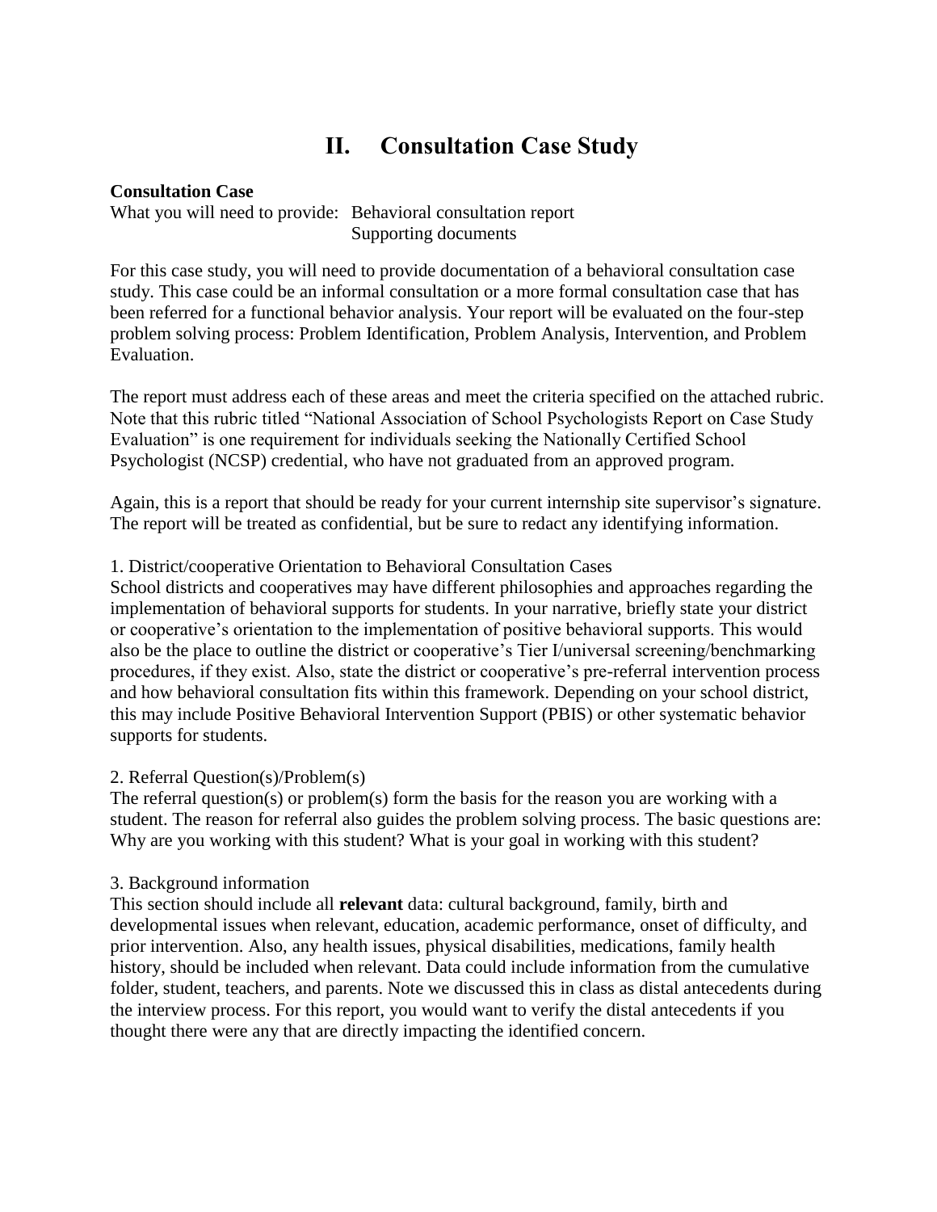# II. Consultation Case Study

**Consultation Case**

What you will need to provide: Behavioral consultation report
Supporting documents

For this case study, you will need to provide documentation of a behavioral consultation case study. This case could be an informal consultation or a more formal consultation case that has been referred for a functional behavior analysis. Your report will be evaluated on the four-step problem solving process: Problem Identification, Problem Analysis, Intervention, and Problem Evaluation.

The report must address each of these areas and meet the criteria specified on the attached rubric. Note that this rubric titled "National Association of School Psychologists Report on Case Study Evaluation" is one requirement for individuals seeking the Nationally Certified School Psychologist (NCSP) credential, who have not graduated from an approved program.

Again, this is a report that should be ready for your current internship site supervisor's signature. The report will be treated as confidential, but be sure to redact any identifying information.

1. District/cooperative Orientation to Behavioral Consultation Cases
School districts and cooperatives may have different philosophies and approaches regarding the implementation of behavioral supports for students. In your narrative, briefly state your district or cooperative's orientation to the implementation of positive behavioral supports. This would also be the place to outline the district or cooperative's Tier I/universal screening/benchmarking procedures, if they exist. Also, state the district or cooperative's pre-referral intervention process and how behavioral consultation fits within this framework. Depending on your school district, this may include Positive Behavioral Intervention Support (PBIS) or other systematic behavior supports for students.

2. Referral Question(s)/Problem(s)
The referral question(s) or problem(s) form the basis for the reason you are working with a student. The reason for referral also guides the problem solving process. The basic questions are: Why are you working with this student? What is your goal in working with this student?

3. Background information
This section should include all **relevant** data: cultural background, family, birth and developmental issues when relevant, education, academic performance, onset of difficulty, and prior intervention. Also, any health issues, physical disabilities, medications, family health history, should be included when relevant. Data could include information from the cumulative folder, student, teachers, and parents. Note we discussed this in class as distal antecedents during the interview process. For this report, you would want to verify the distal antecedents if you thought there were any that are directly impacting the identified concern.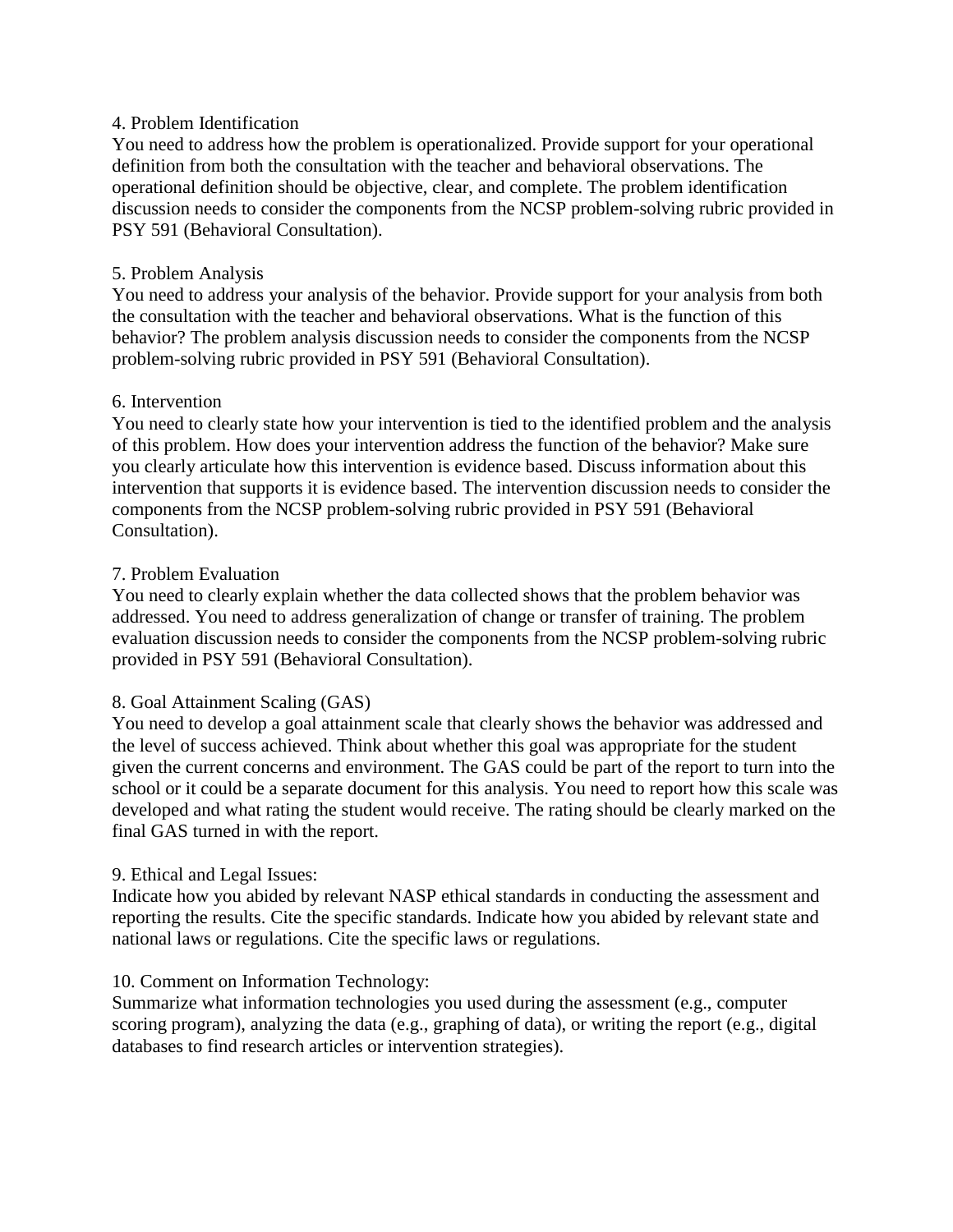4. Problem Identification

You need to address how the problem is operationalized. Provide support for your operational definition from both the consultation with the teacher and behavioral observations. The operational definition should be objective, clear, and complete. The problem identification discussion needs to consider the components from the NCSP problem-solving rubric provided in PSY 591 (Behavioral Consultation).

5. Problem Analysis

You need to address your analysis of the behavior. Provide support for your analysis from both the consultation with the teacher and behavioral observations. What is the function of this behavior? The problem analysis discussion needs to consider the components from the NCSP problem-solving rubric provided in PSY 591 (Behavioral Consultation).

6. Intervention

You need to clearly state how your intervention is tied to the identified problem and the analysis of this problem. How does your intervention address the function of the behavior? Make sure you clearly articulate how this intervention is evidence based. Discuss information about this intervention that supports it is evidence based. The intervention discussion needs to consider the components from the NCSP problem-solving rubric provided in PSY 591 (Behavioral Consultation).

7. Problem Evaluation

You need to clearly explain whether the data collected shows that the problem behavior was addressed. You need to address generalization of change or transfer of training. The problem evaluation discussion needs to consider the components from the NCSP problem-solving rubric provided in PSY 591 (Behavioral Consultation).

8. Goal Attainment Scaling (GAS)

You need to develop a goal attainment scale that clearly shows the behavior was addressed and the level of success achieved. Think about whether this goal was appropriate for the student given the current concerns and environment. The GAS could be part of the report to turn into the school or it could be a separate document for this analysis. You need to report how this scale was developed and what rating the student would receive. The rating should be clearly marked on the final GAS turned in with the report.

9. Ethical and Legal Issues:

Indicate how you abided by relevant NASP ethical standards in conducting the assessment and reporting the results. Cite the specific standards. Indicate how you abided by relevant state and national laws or regulations. Cite the specific laws or regulations.

10. Comment on Information Technology:

Summarize what information technologies you used during the assessment (e.g., computer scoring program), analyzing the data (e.g., graphing of data), or writing the report (e.g., digital databases to find research articles or intervention strategies).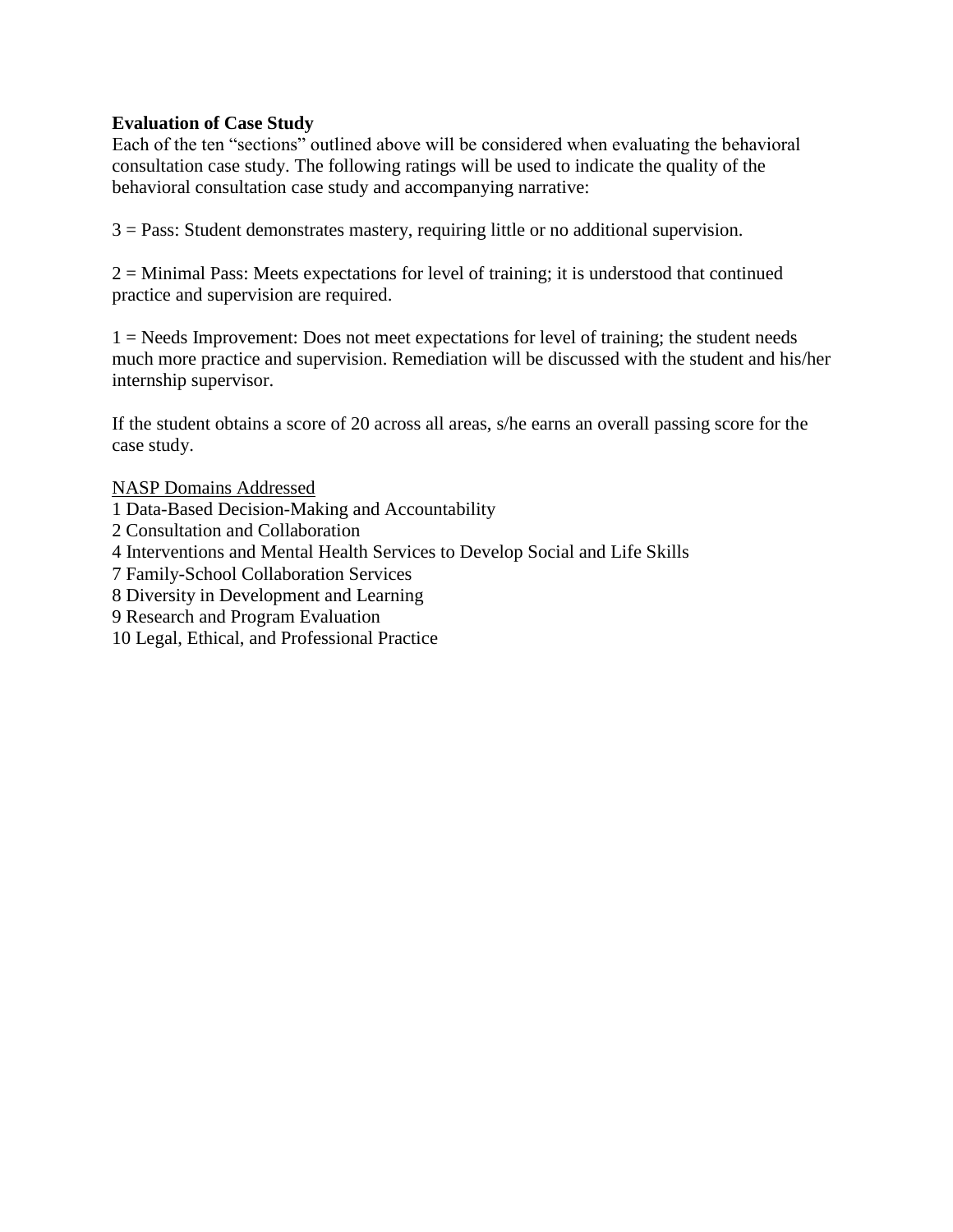**Evaluation of Case Study**
Each of the ten "sections" outlined above will be considered when evaluating the behavioral consultation case study. The following ratings will be used to indicate the quality of the behavioral consultation case study and accompanying narrative:

3 = Pass: Student demonstrates mastery, requiring little or no additional supervision.

2 = Minimal Pass: Meets expectations for level of training; it is understood that continued practice and supervision are required.

1 = Needs Improvement: Does not meet expectations for level of training; the student needs much more practice and supervision. Remediation will be discussed with the student and his/her internship supervisor.

If the student obtains a score of 20 across all areas, s/he earns an overall passing score for the case study.

<u>NASP Domains Addressed</u>
1 Data-Based Decision-Making and Accountability
2 Consultation and Collaboration
4 Interventions and Mental Health Services to Develop Social and Life Skills
7 Family-School Collaboration Services
8 Diversity in Development and Learning
9 Research and Program Evaluation
10 Legal, Ethical, and Professional Practice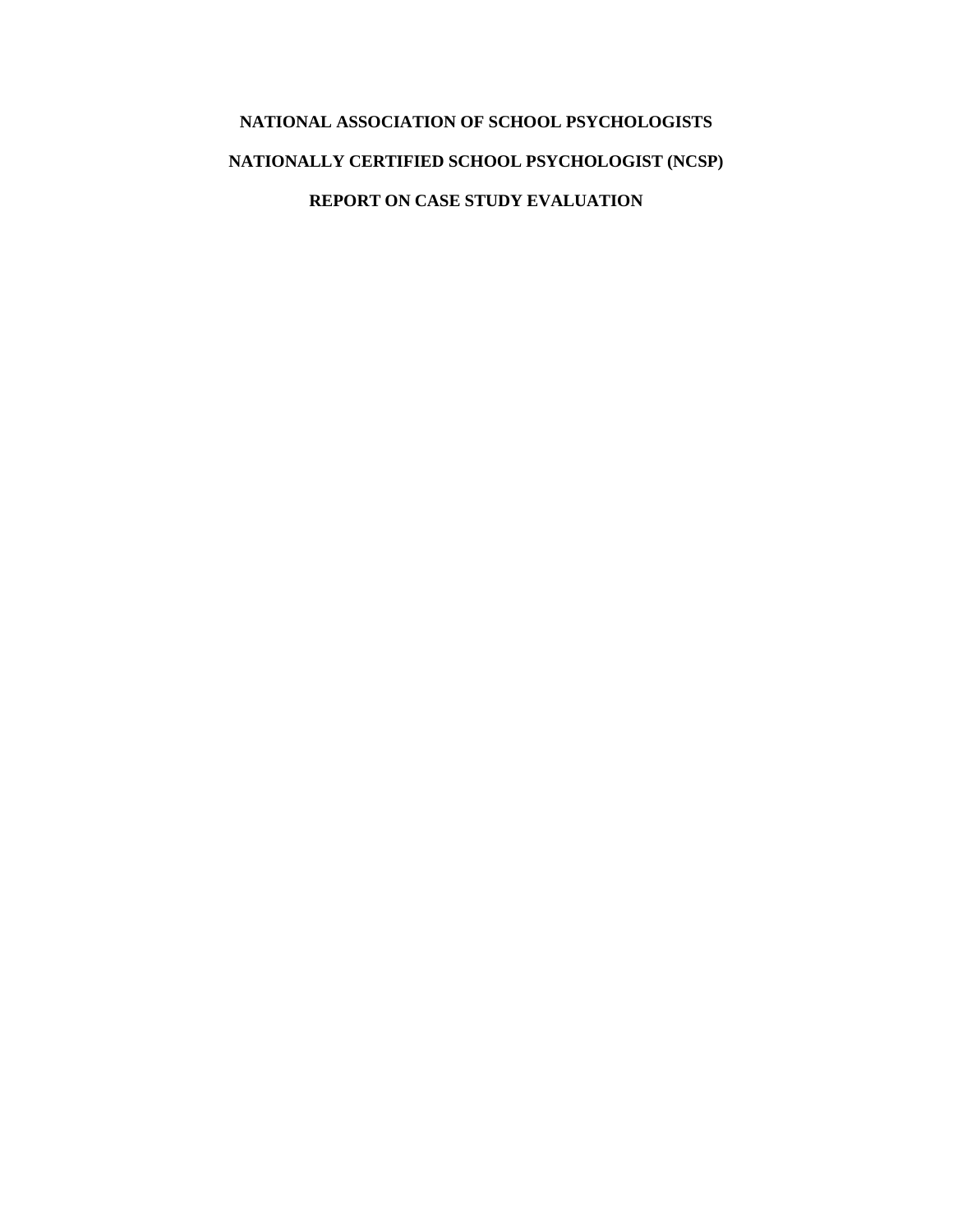**NATIONAL ASSOCIATION OF SCHOOL PSYCHOLOGISTS**

**NATIONALLY CERTIFIED SCHOOL PSYCHOLOGIST (NCSP)**

**REPORT ON CASE STUDY EVALUATION**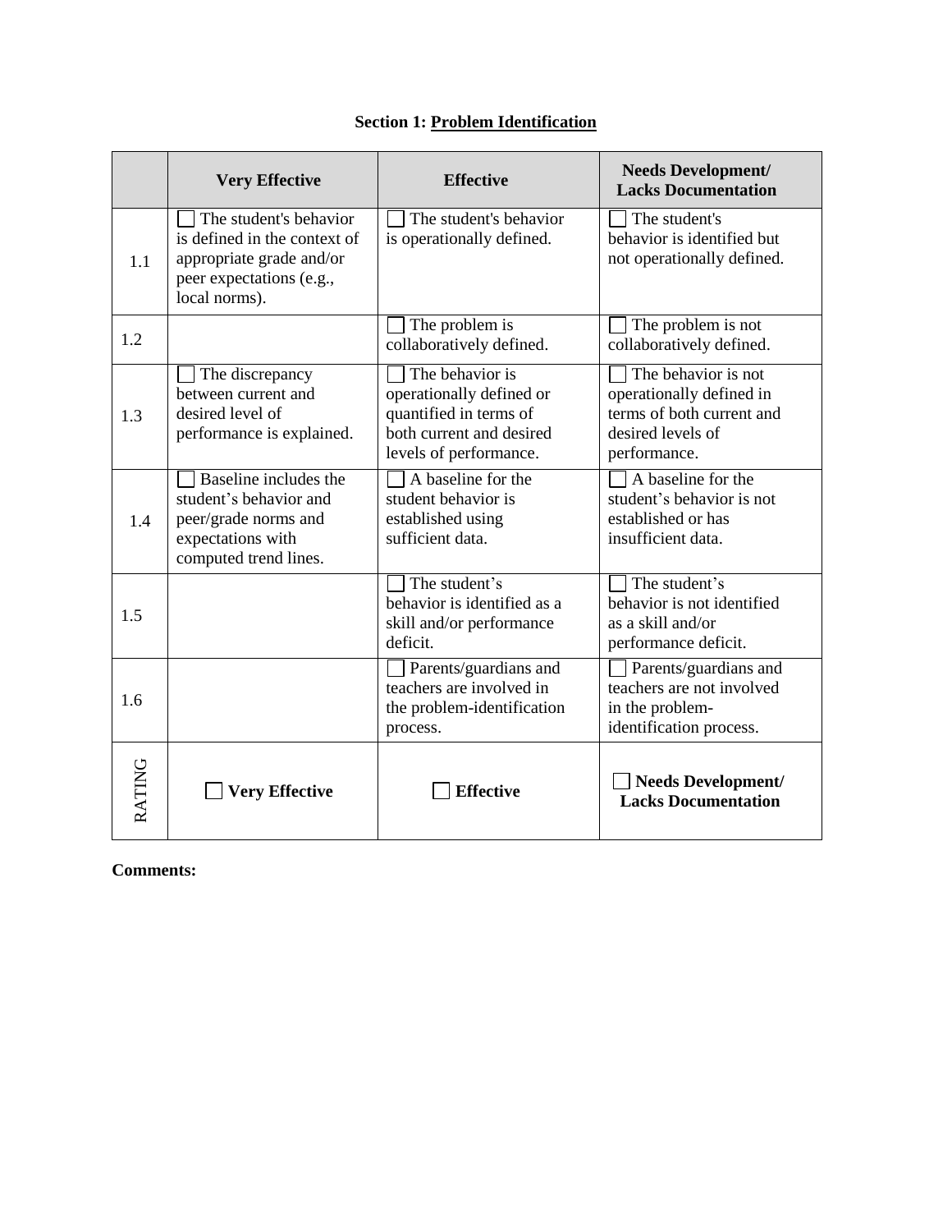**Section 1: Problem Identification**

| | Very Effective | Effective | Needs Development/ Lacks Documentation |
|---|---|---|---|
| 1.1 | ☐ The student's behavior is defined in the context of appropriate grade and/or peer expectations (e.g., local norms). | ☐ The student's behavior is operationally defined. | ☐ The student's behavior is identified but not operationally defined. |
| 1.2 | | ☐ The problem is collaboratively defined. | ☐ The problem is not collaboratively defined. |
| 1.3 | ☐ The discrepancy between current and desired level of performance is explained. | ☐ The behavior is operationally defined or quantified in terms of both current and desired levels of performance. | ☐ The behavior is not operationally defined in terms of both current and desired levels of performance. |
| 1.4 | ☐ Baseline includes the student's behavior and peer/grade norms and expectations with computed trend lines. | ☐ A baseline for the student behavior is established using sufficient data. | ☐ A baseline for the student's behavior is not established or has insufficient data. |
| 1.5 | | ☐ The student's behavior is identified as a skill and/or performance deficit. | ☐ The student's behavior is not identified as a skill and/or performance deficit. |
| 1.6 | | ☐ Parents/guardians and teachers are involved in the problem-identification process. | ☐ Parents/guardians and teachers are not involved in the problem-identification process. |
| RATING | ☐ **Very Effective** | ☐ **Effective** | ☐ **Needs Development/ Lacks Documentation** |

**Comments:**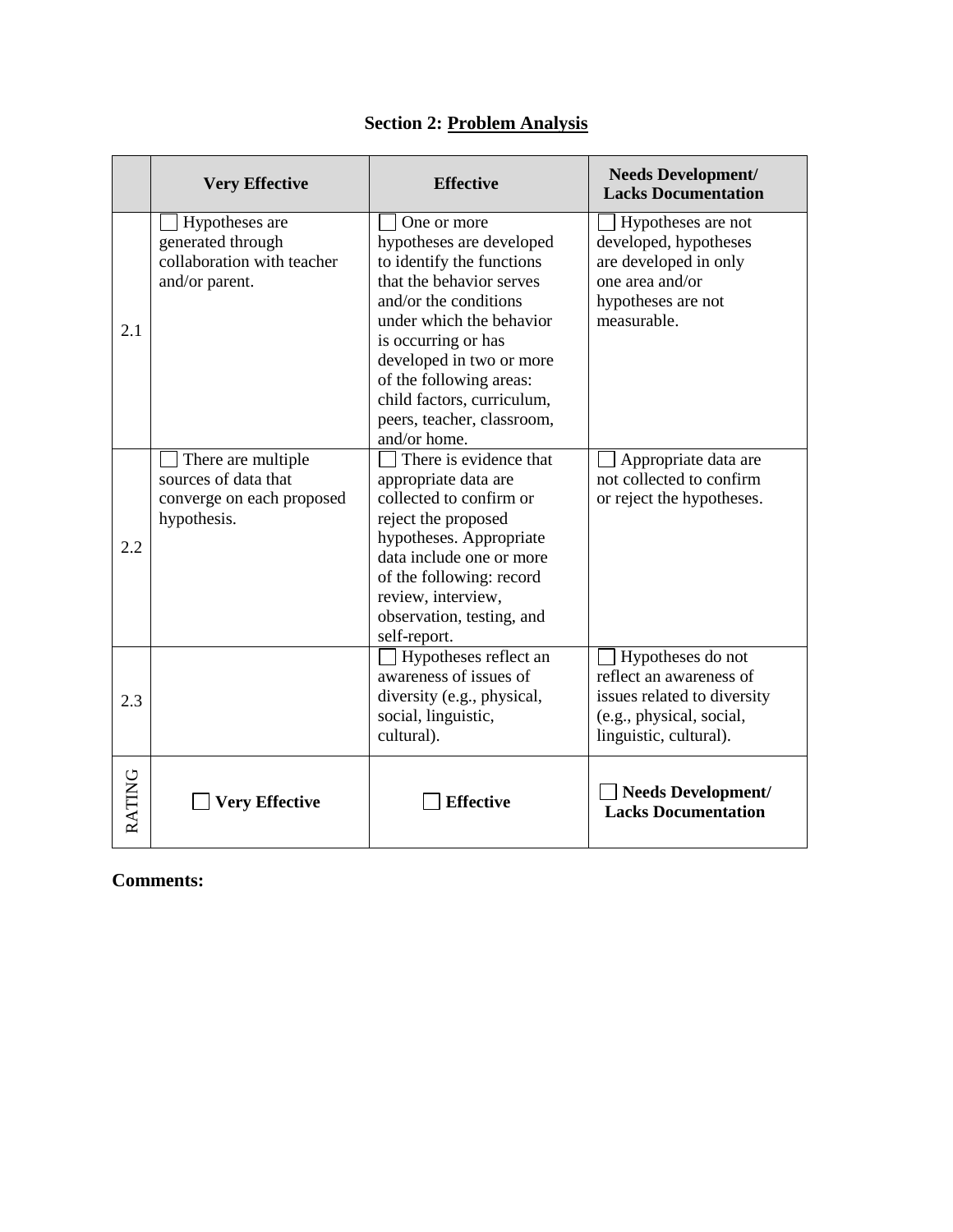## Section 2: Problem Analysis

| | Very Effective | Effective | Needs Development/ Lacks Documentation |
|---|---|---|---|
| 2.1 | ☐ Hypotheses are generated through collaboration with teacher and/or parent. | ☐ One or more hypotheses are developed to identify the functions that the behavior serves and/or the conditions under which the behavior is occurring or has developed in two or more of the following areas: child factors, curriculum, peers, teacher, classroom, and/or home. | ☐ Hypotheses are not developed, hypotheses are developed in only one area and/or hypotheses are not measurable. |
| 2.2 | ☐ There are multiple sources of data that converge on each proposed hypothesis. | ☐ There is evidence that appropriate data are collected to confirm or reject the proposed hypotheses. Appropriate data include one or more of the following: record review, interview, observation, testing, and self-report. | ☐ Appropriate data are not collected to confirm or reject the hypotheses. |
| 2.3 | | ☐ Hypotheses reflect an awareness of issues of diversity (e.g., physical, social, linguistic, cultural). | ☐ Hypotheses do not reflect an awareness of issues related to diversity (e.g., physical, social, linguistic, cultural). |
| RATING | ☐ **Very Effective** | ☐ **Effective** | ☐ **Needs Development/ Lacks Documentation** |

**Comments:**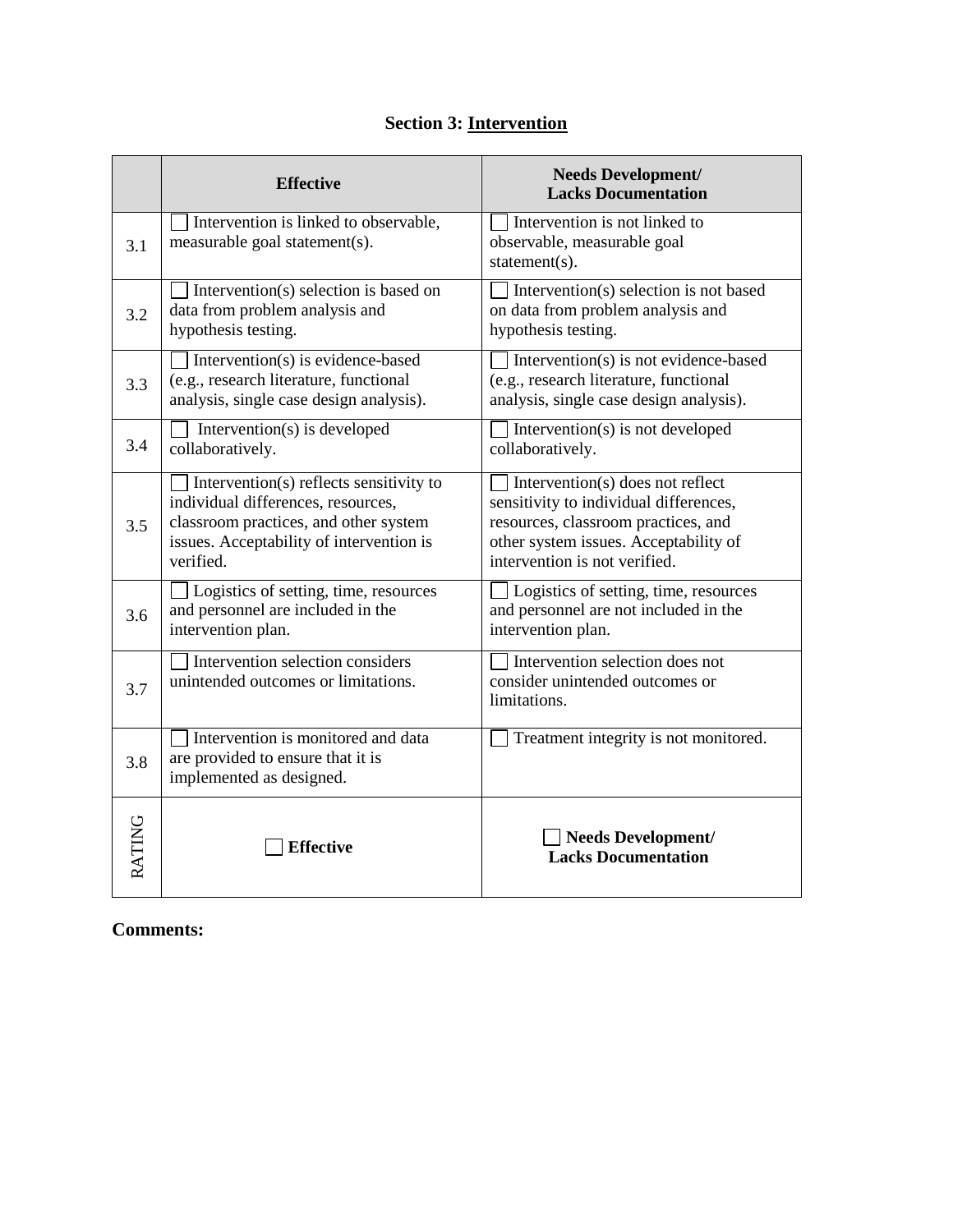## Section 3: Intervention

| | Effective | Needs Development/ Lacks Documentation |
|---|---|---|
| 3.1 | ☐ Intervention is linked to observable, measurable goal statement(s). | ☐ Intervention is not linked to observable, measurable goal statement(s). |
| 3.2 | ☐ Intervention(s) selection is based on data from problem analysis and hypothesis testing. | ☐ Intervention(s) selection is not based on data from problem analysis and hypothesis testing. |
| 3.3 | ☐ Intervention(s) is evidence-based (e.g., research literature, functional analysis, single case design analysis). | ☐ Intervention(s) is not evidence-based (e.g., research literature, functional analysis, single case design analysis). |
| 3.4 | ☐ Intervention(s) is developed collaboratively. | ☐ Intervention(s) is not developed collaboratively. |
| 3.5 | ☐ Intervention(s) reflects sensitivity to individual differences, resources, classroom practices, and other system issues. Acceptability of intervention is verified. | ☐ Intervention(s) does not reflect sensitivity to individual differences, resources, classroom practices, and other system issues. Acceptability of intervention is not verified. |
| 3.6 | ☐ Logistics of setting, time, resources and personnel are included in the intervention plan. | ☐ Logistics of setting, time, resources and personnel are not included in the intervention plan. |
| 3.7 | ☐ Intervention selection considers unintended outcomes or limitations. | ☐ Intervention selection does not consider unintended outcomes or limitations. |
| 3.8 | ☐ Intervention is monitored and data are provided to ensure that it is implemented as designed. | ☐ Treatment integrity is not monitored. |
| RATING | ☐ **Effective** | ☐ **Needs Development/ Lacks Documentation** |

**Comments:**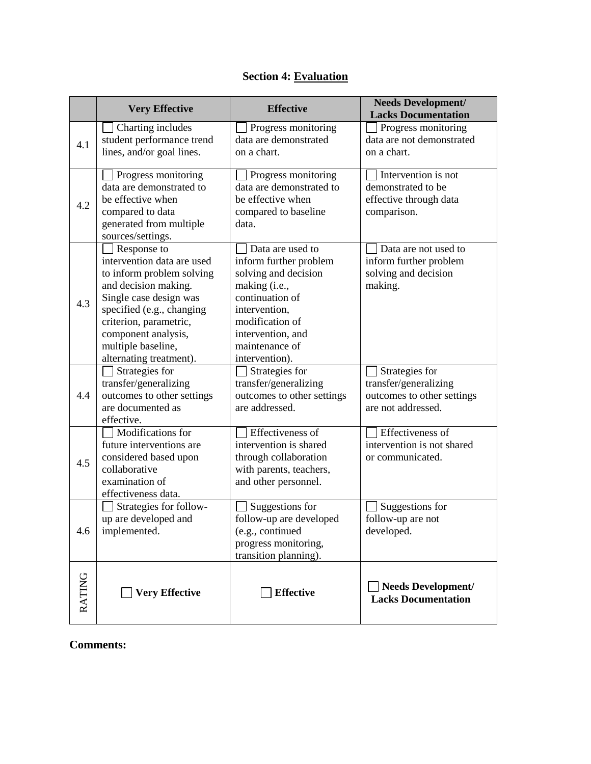## Section 4: Evaluation

| | Very Effective | Effective | Needs Development/ Lacks Documentation |
|---|---|---|---|
| 4.1 | ☐ Charting includes student performance trend lines, and/or goal lines. | ☐ Progress monitoring data are demonstrated on a chart. | ☐ Progress monitoring data are not demonstrated on a chart. |
| 4.2 | ☐ Progress monitoring data are demonstrated to be effective when compared to data generated from multiple sources/settings. | ☐ Progress monitoring data are demonstrated to be effective when compared to baseline data. | ☐ Intervention is not demonstrated to be effective through data comparison. |
| 4.3 | ☐ Response to intervention data are used to inform further problem solving and decision making. Single case design was specified (e.g., changing criterion, parametric, component analysis, multiple baseline, alternating treatment). | ☐ Data are used to inform further problem solving and decision making (i.e., continuation of intervention, modification of intervention, and maintenance of intervention). | ☐ Data are not used to inform further problem solving and decision making. |
| 4.4 | ☐ Strategies for transfer/generalizing outcomes to other settings are documented as effective. | ☐ Strategies for transfer/generalizing outcomes to other settings are addressed. | ☐ Strategies for transfer/generalizing outcomes to other settings are not addressed. |
| 4.5 | ☐ Modifications for future interventions are considered based upon collaborative examination of effectiveness data. | ☐ Effectiveness of intervention is shared through collaboration with parents, teachers, and other personnel. | ☐ Effectiveness of intervention is not shared or communicated. |
| 4.6 | ☐ Strategies for follow-up are developed and implemented. | ☐ Suggestions for follow-up are developed (e.g., continued progress monitoring, transition planning). | ☐ Suggestions for follow-up are not developed. |
| RATING | ☐ **Very Effective** | ☐ **Effective** | ☐ **Needs Development/ Lacks Documentation** |

**Comments:**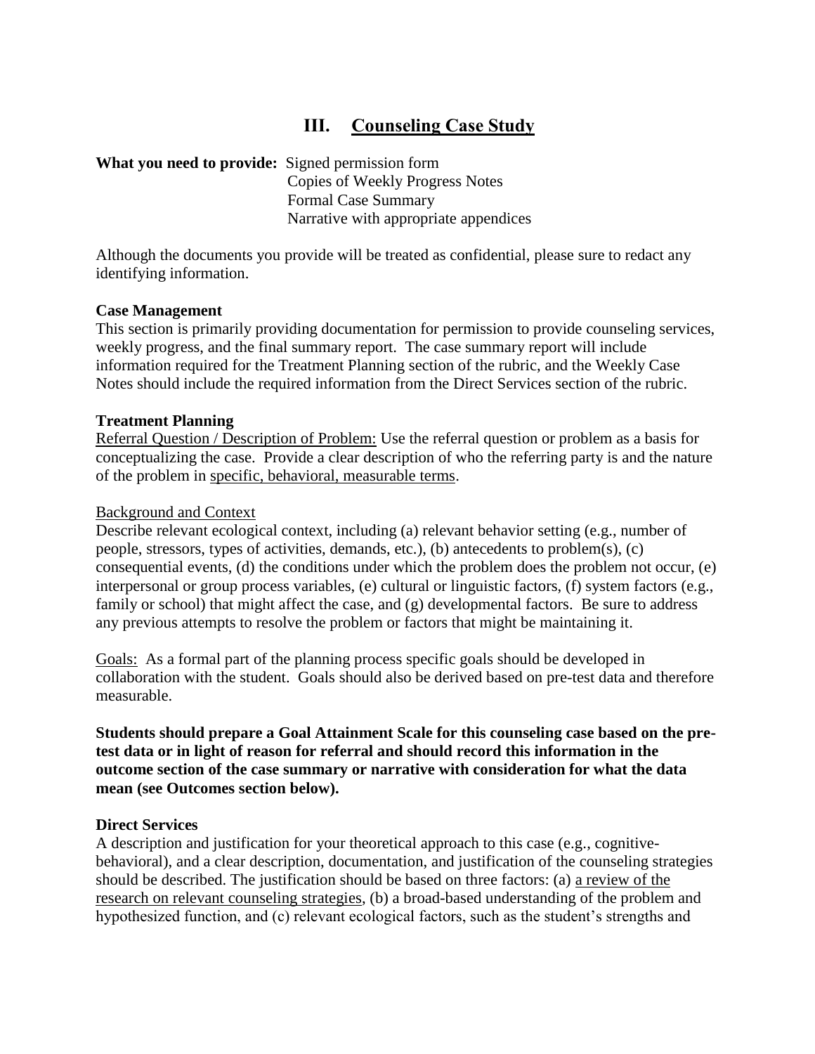## III. <u>Counseling Case Study</u>

**What you need to provide:** Signed permission form
Copies of Weekly Progress Notes
Formal Case Summary
Narrative with appropriate appendices

Although the documents you provide will be treated as confidential, please sure to redact any identifying information.

**Case Management**

This section is primarily providing documentation for permission to provide counseling services, weekly progress, and the final summary report. The case summary report will include information required for the Treatment Planning section of the rubric, and the Weekly Case Notes should include the required information from the Direct Services section of the rubric.

**Treatment Planning**

<u>Referral Question / Description of Problem:</u> Use the referral question or problem as a basis for conceptualizing the case. Provide a clear description of who the referring party is and the nature of the problem in <u>specific, behavioral, measurable terms</u>.

<u>Background and Context</u>

Describe relevant ecological context, including (a) relevant behavior setting (e.g., number of people, stressors, types of activities, demands, etc.), (b) antecedents to problem(s), (c) consequential events, (d) the conditions under which the problem does the problem not occur, (e) interpersonal or group process variables, (e) cultural or linguistic factors, (f) system factors (e.g., family or school) that might affect the case, and (g) developmental factors. Be sure to address any previous attempts to resolve the problem or factors that might be maintaining it.

<u>Goals:</u> As a formal part of the planning process specific goals should be developed in collaboration with the student. Goals should also be derived based on pre-test data and therefore measurable.

**Students should prepare a Goal Attainment Scale for this counseling case based on the pre-test data or in light of reason for referral and should record this information in the outcome section of the case summary or narrative with consideration for what the data mean (see Outcomes section below).**

**Direct Services**

A description and justification for your theoretical approach to this case (e.g., cognitive-behavioral), and a clear description, documentation, and justification of the counseling strategies should be described. The justification should be based on three factors: (a) <u>a review of the research on relevant counseling strategies</u>, (b) a broad-based understanding of the problem and hypothesized function, and (c) relevant ecological factors, such as the student's strengths and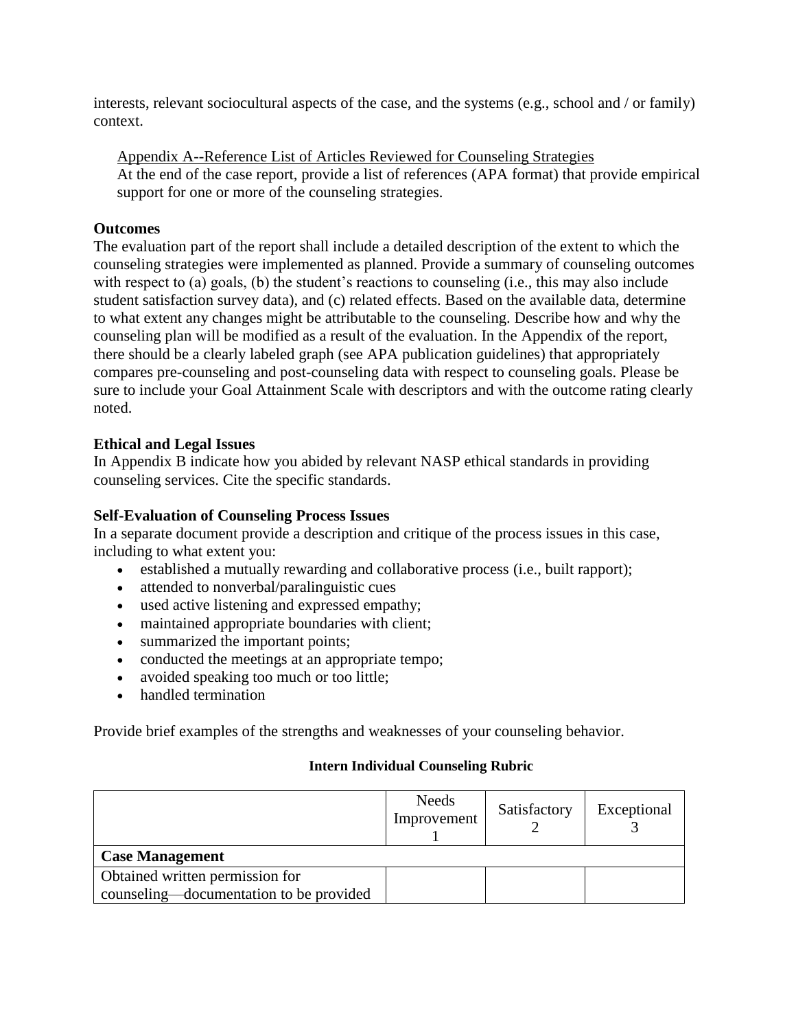interests, relevant sociocultural aspects of the case, and the systems (e.g., school and / or family) context.

Appendix A--Reference List of Articles Reviewed for Counseling Strategies

At the end of the case report, provide a list of references (APA format) that provide empirical support for one or more of the counseling strategies.

**Outcomes**

The evaluation part of the report shall include a detailed description of the extent to which the counseling strategies were implemented as planned. Provide a summary of counseling outcomes with respect to (a) goals, (b) the student's reactions to counseling (i.e., this may also include student satisfaction survey data), and (c) related effects. Based on the available data, determine to what extent any changes might be attributable to the counseling. Describe how and why the counseling plan will be modified as a result of the evaluation. In the Appendix of the report, there should be a clearly labeled graph (see APA publication guidelines) that appropriately compares pre-counseling and post-counseling data with respect to counseling goals. Please be sure to include your Goal Attainment Scale with descriptors and with the outcome rating clearly noted.

**Ethical and Legal Issues**

In Appendix B indicate how you abided by relevant NASP ethical standards in providing counseling services. Cite the specific standards.

**Self-Evaluation of Counseling Process Issues**

In a separate document provide a description and critique of the process issues in this case, including to what extent you:

- established a mutually rewarding and collaborative process (i.e., built rapport);
- attended to nonverbal/paralinguistic cues
- used active listening and expressed empathy;
- maintained appropriate boundaries with client;
- summarized the important points;
- conducted the meetings at an appropriate tempo;
- avoided speaking too much or too little;
- handled termination

Provide brief examples of the strengths and weaknesses of your counseling behavior.

**Intern Individual Counseling Rubric**

| | Needs Improvement 1 | Satisfactory 2 | Exceptional 3 |
|---|---|---|---|
| **Case Management** | | | |
| Obtained written permission for counseling—documentation to be provided | | | |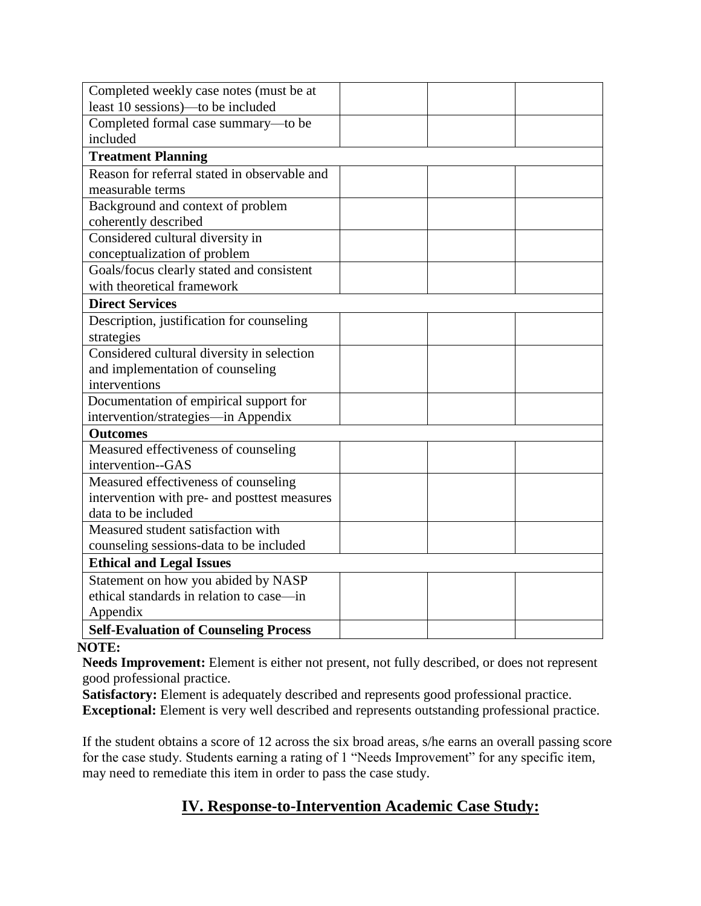| | | | |
|---|---|---|---|
| Completed weekly case notes (must be at least 10 sessions)—to be included | | | |
| Completed formal case summary—to be included | | | |
| **Treatment Planning** | | | |
| Reason for referral stated in observable and measurable terms | | | |
| Background and context of problem coherently described | | | |
| Considered cultural diversity in conceptualization of problem | | | |
| Goals/focus clearly stated and consistent with theoretical framework | | | |
| **Direct Services** | | | |
| Description, justification for counseling strategies | | | |
| Considered cultural diversity in selection and implementation of counseling interventions | | | |
| Documentation of empirical support for intervention/strategies—in Appendix | | | |
| **Outcomes** | | | |
| Measured effectiveness of counseling intervention--GAS | | | |
| Measured effectiveness of counseling intervention with pre- and posttest measures data to be included | | | |
| Measured student satisfaction with counseling sessions-data to be included | | | |
| **Ethical and Legal Issues** | | | |
| Statement on how you abided by NASP ethical standards in relation to case—in Appendix | | | |
| **Self-Evaluation of Counseling Process** | | | |

**NOTE:**

**Needs Improvement:** Element is either not present, not fully described, or does not represent good professional practice.
**Satisfactory:** Element is adequately described and represents good professional practice.
**Exceptional:** Element is very well described and represents outstanding professional practice.

If the student obtains a score of 12 across the six broad areas, s/he earns an overall passing score for the case study. Students earning a rating of 1 "Needs Improvement" for any specific item, may need to remediate this item in order to pass the case study.

## IV. Response-to-Intervention Academic Case Study: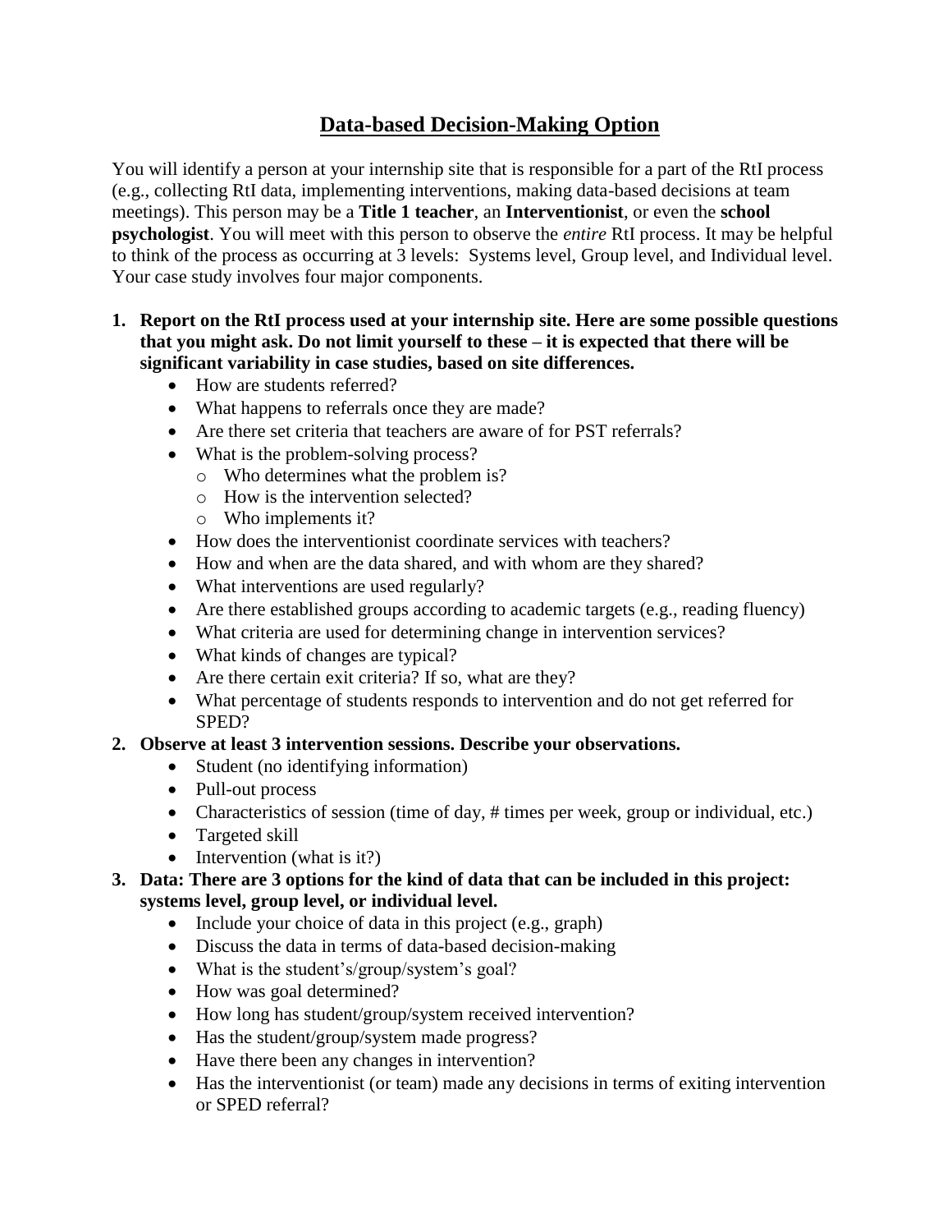# Data-based Decision-Making Option

You will identify a person at your internship site that is responsible for a part of the RtI process (e.g., collecting RtI data, implementing interventions, making data-based decisions at team meetings). This person may be a **Title 1 teacher**, an **Interventionist**, or even the **school psychologist**. You will meet with this person to observe the *entire* RtI process. It may be helpful to think of the process as occurring at 3 levels: Systems level, Group level, and Individual level. Your case study involves four major components.

1. **Report on the RtI process used at your internship site. Here are some possible questions that you might ask. Do not limit yourself to these – it is expected that there will be significant variability in case studies, based on site differences.**
   - How are students referred?
   - What happens to referrals once they are made?
   - Are there set criteria that teachers are aware of for PST referrals?
   - What is the problem-solving process?
     - Who determines what the problem is?
     - How is the intervention selected?
     - Who implements it?
   - How does the interventionist coordinate services with teachers?
   - How and when are the data shared, and with whom are they shared?
   - What interventions are used regularly?
   - Are there established groups according to academic targets (e.g., reading fluency)
   - What criteria are used for determining change in intervention services?
   - What kinds of changes are typical?
   - Are there certain exit criteria? If so, what are they?
   - What percentage of students responds to intervention and do not get referred for SPED?
2. **Observe at least 3 intervention sessions. Describe your observations.**
   - Student (no identifying information)
   - Pull-out process
   - Characteristics of session (time of day, # times per week, group or individual, etc.)
   - Targeted skill
   - Intervention (what is it?)
3. **Data: There are 3 options for the kind of data that can be included in this project: systems level, group level, or individual level.**
   - Include your choice of data in this project (e.g., graph)
   - Discuss the data in terms of data-based decision-making
   - What is the student's/group/system's goal?
   - How was goal determined?
   - How long has student/group/system received intervention?
   - Has the student/group/system made progress?
   - Have there been any changes in intervention?
   - Has the interventionist (or team) made any decisions in terms of exiting intervention or SPED referral?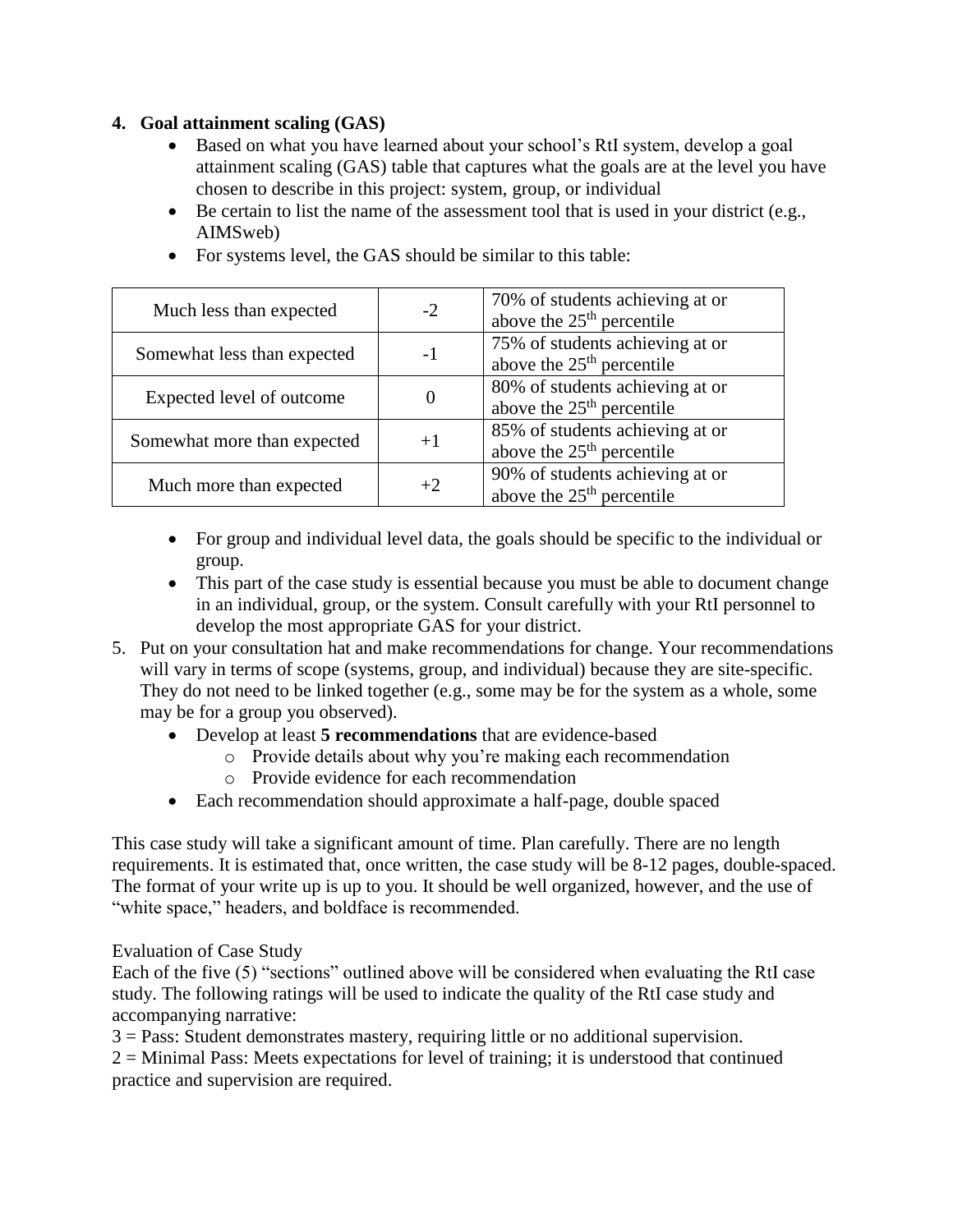**4. Goal attainment scaling (GAS)**

- Based on what you have learned about your school's RtI system, develop a goal attainment scaling (GAS) table that captures what the goals are at the level you have chosen to describe in this project: system, group, or individual
- Be certain to list the name of the assessment tool that is used in your district (e.g., AIMSweb)
- For systems level, the GAS should be similar to this table:

| | | |
|---|---|---|
| Much less than expected | -2 | 70% of students achieving at or above the 25th percentile |
| Somewhat less than expected | -1 | 75% of students achieving at or above the 25th percentile |
| Expected level of outcome | 0 | 80% of students achieving at or above the 25th percentile |
| Somewhat more than expected | +1 | 85% of students achieving at or above the 25th percentile |
| Much more than expected | +2 | 90% of students achieving at or above the 25th percentile |

- For group and individual level data, the goals should be specific to the individual or group.
- This part of the case study is essential because you must be able to document change in an individual, group, or the system. Consult carefully with your RtI personnel to develop the most appropriate GAS for your district.

5. Put on your consultation hat and make recommendations for change. Your recommendations will vary in terms of scope (systems, group, and individual) because they are site-specific. They do not need to be linked together (e.g., some may be for the system as a whole, some may be for a group you observed).
   - Develop at least **5 recommendations** that are evidence-based
     - Provide details about why you're making each recommendation
     - Provide evidence for each recommendation
   - Each recommendation should approximate a half-page, double spaced

This case study will take a significant amount of time. Plan carefully. There are no length requirements. It is estimated that, once written, the case study will be 8-12 pages, double-spaced. The format of your write up is up to you. It should be well organized, however, and the use of "white space," headers, and boldface is recommended.

Evaluation of Case Study

Each of the five (5) "sections" outlined above will be considered when evaluating the RtI case study. The following ratings will be used to indicate the quality of the RtI case study and accompanying narrative:

3 = Pass: Student demonstrates mastery, requiring little or no additional supervision.

2 = Minimal Pass: Meets expectations for level of training; it is understood that continued practice and supervision are required.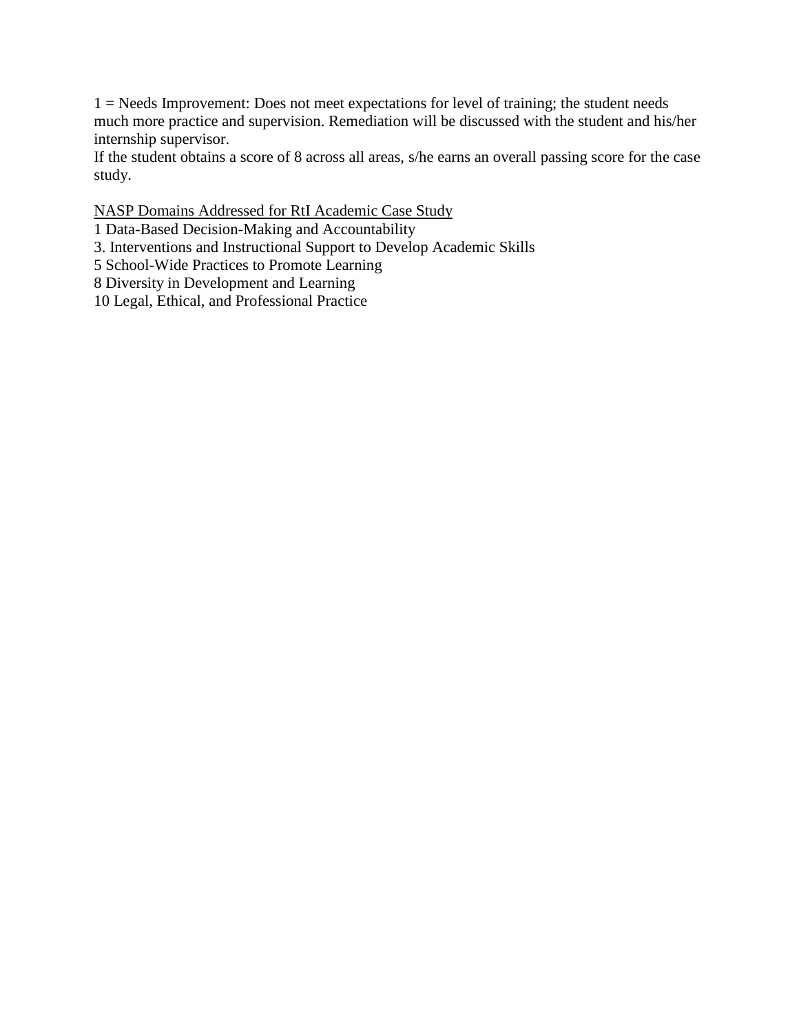1 = Needs Improvement: Does not meet expectations for level of training; the student needs much more practice and supervision. Remediation will be discussed with the student and his/her internship supervisor.

If the student obtains a score of 8 across all areas, s/he earns an overall passing score for the case study.

<u>NASP Domains Addressed for RtI Academic Case Study</u>

1 Data-Based Decision-Making and Accountability

3. Interventions and Instructional Support to Develop Academic Skills

5 School-Wide Practices to Promote Learning

8 Diversity in Development and Learning

10 Legal, Ethical, and Professional Practice